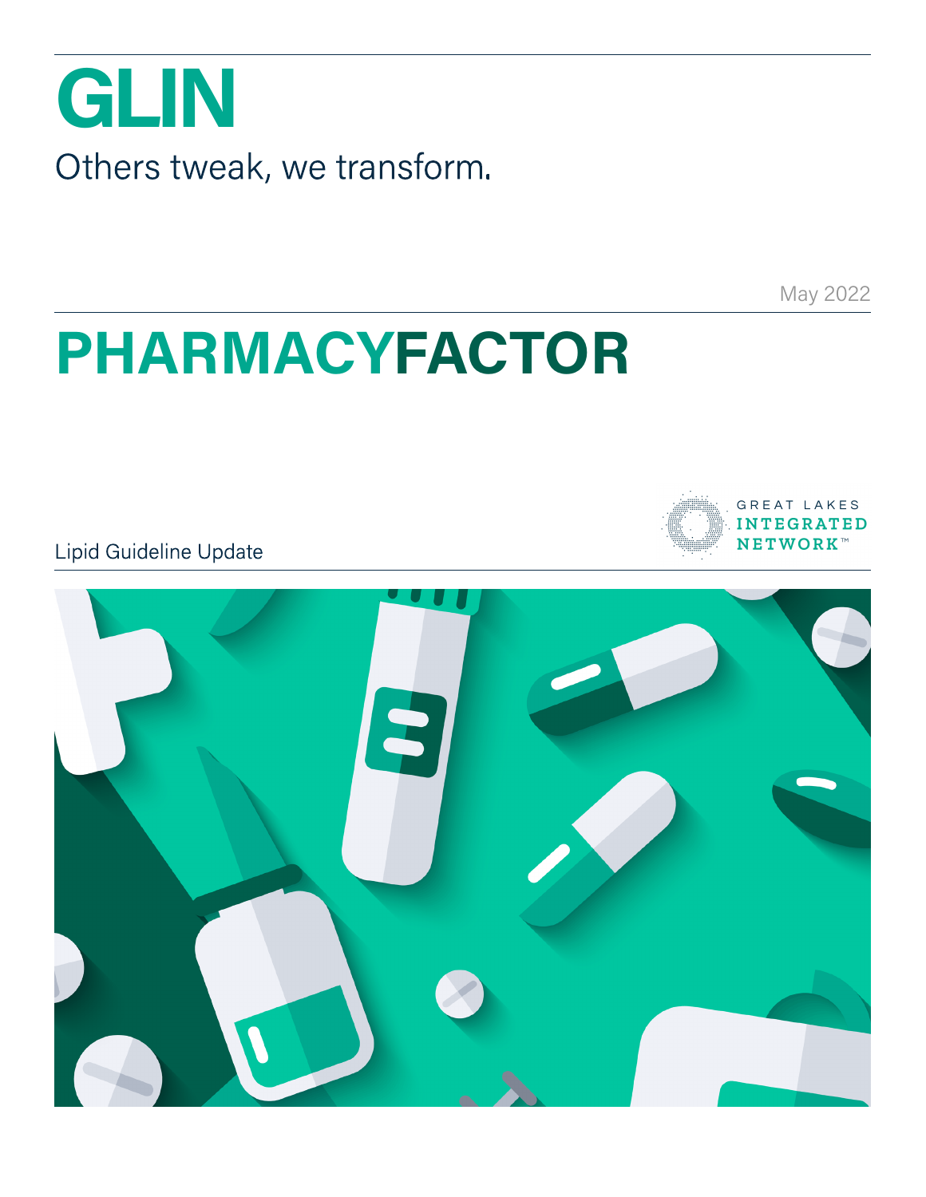# GLIN

Others tweak, we transform.

May 2022

# PHARMACYFACTOR

GREAT LAKES INTEGRATED NETWORK™

Lipid Guideline Update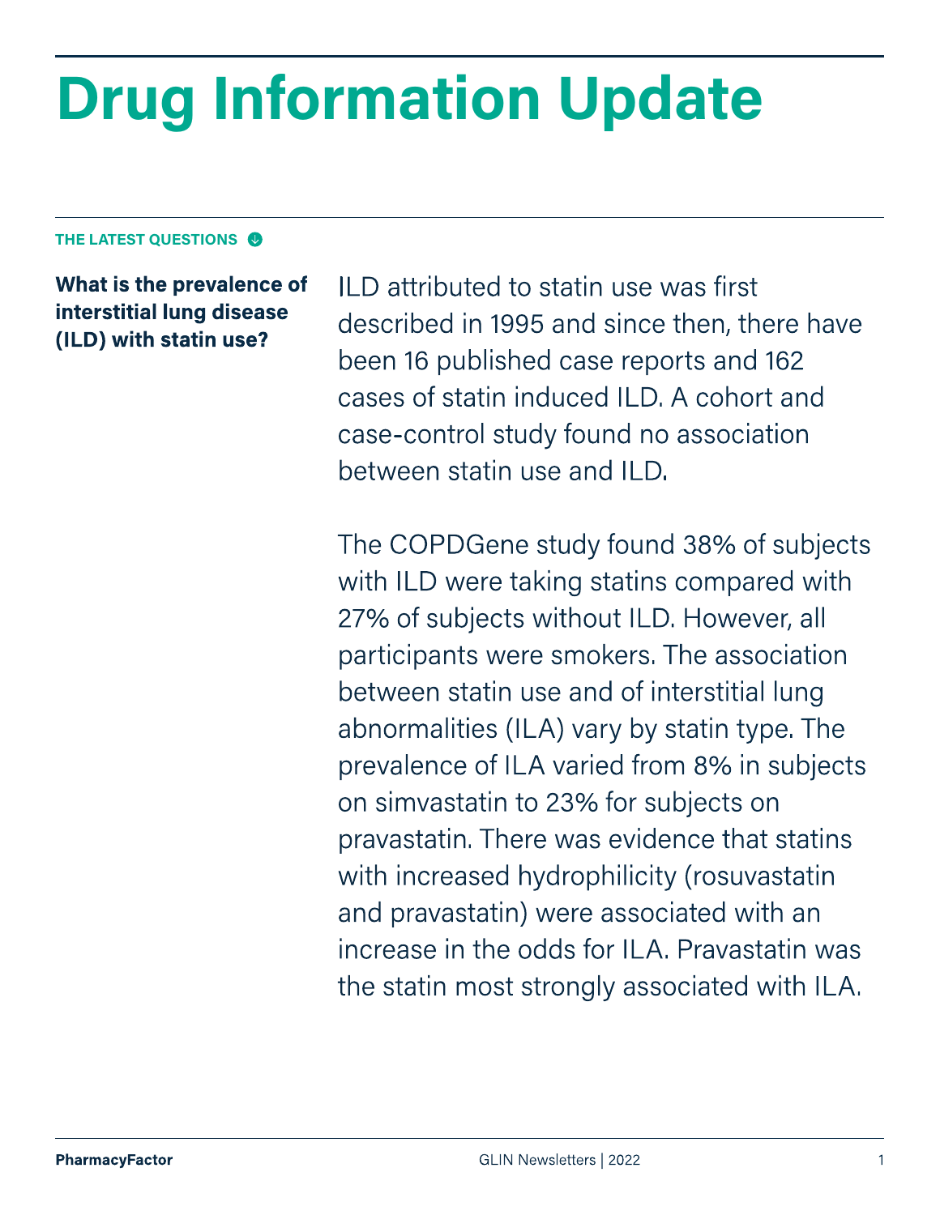# Drug Information Update

THE LATEST QUESTIONS

**What is the prevalence of interstitial lung disease (ILD) with statin use?**

ILD attributed to statin use was first described in 1995 and since then, there have been 16 published case reports and 162 cases of statin induced ILD. A cohort and case-control study found no association between statin use and ILD.

The COPDGene study found 38% of subjects with ILD were taking statins compared with 27% of subjects without ILD. However, all participants were smokers. The association between statin use and of interstitial lung abnormalities (ILA) vary by statin type. The prevalence of ILA varied from 8% in subjects on simvastatin to 23% for subjects on pravastatin. There was evidence that statins with increased hydrophilicity (rosuvastatin and pravastatin) were associated with an increase in the odds for ILA. Pravastatin was the statin most strongly associated with ILA.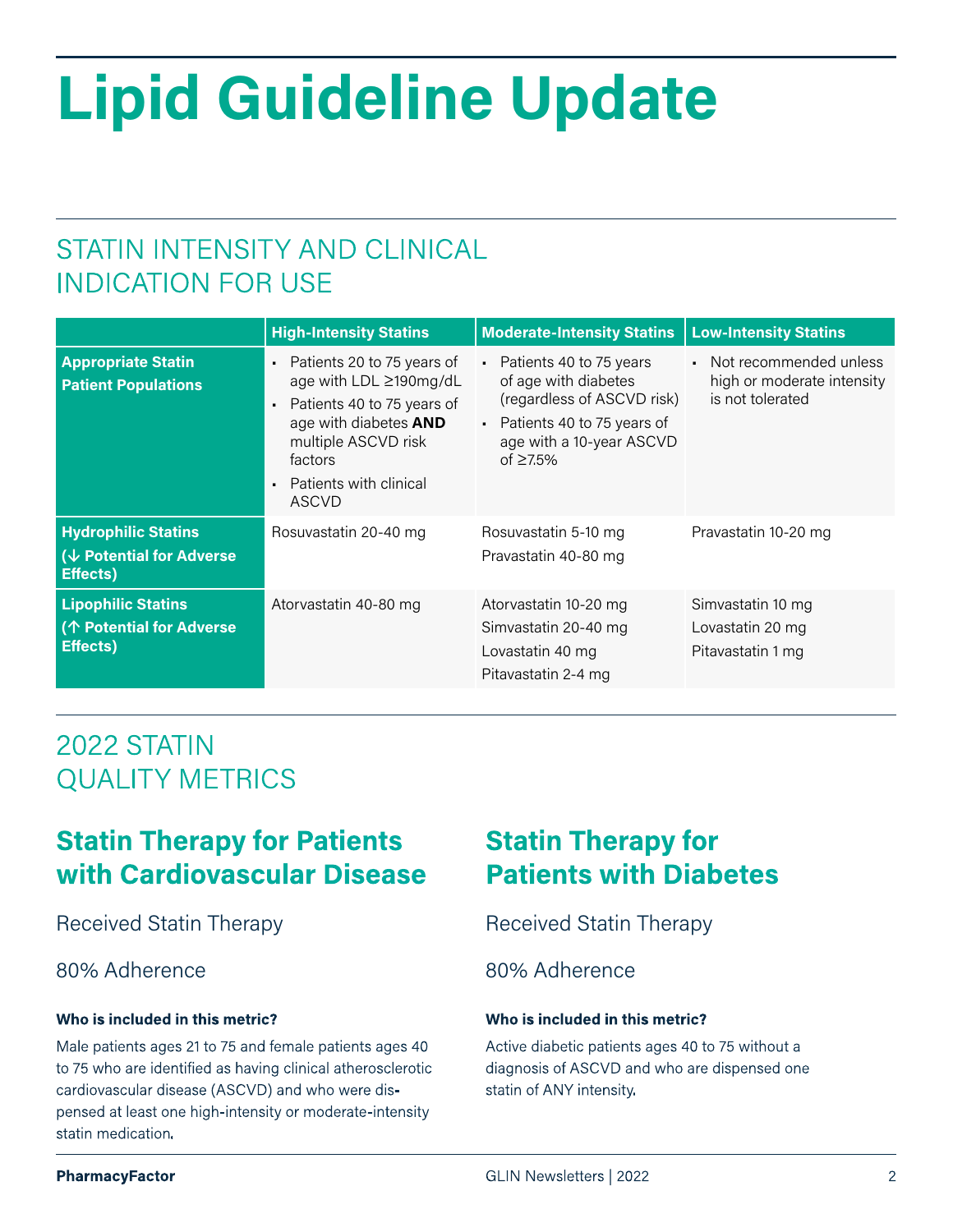# Lipid Guideline Update

## STATIN INTENSITY AND CLINICAL INDICATION FOR USE

| | High-Intensity Statins | Moderate-Intensity Statins | Low-Intensity Statins |
|---|---|---|---|
| **Appropriate Statin Patient Populations** | • Patients 20 to 75 years of age with LDL ≥190mg/dL<br>• Patients 40 to 75 years of age with diabetes **AND** multiple ASCVD risk factors<br>• Patients with clinical ASCVD | • Patients 40 to 75 years of age with diabetes (regardless of ASCVD risk)<br>• Patients 40 to 75 years of age with a 10-year ASCVD of ≥7.5% | • Not recommended unless high or moderate intensity is not tolerated |
| **Hydrophilic Statins (↓ Potential for Adverse Effects)** | Rosuvastatin 20-40 mg | Rosuvastatin 5-10 mg<br>Pravastatin 40-80 mg | Pravastatin 10-20 mg |
| **Lipophilic Statins (↑ Potential for Adverse Effects)** | Atorvastatin 40-80 mg | Atorvastatin 10-20 mg<br>Simvastatin 20-40 mg<br>Lovastatin 40 mg<br>Pitavastatin 2-4 mg | Simvastatin 10 mg<br>Lovastatin 20 mg<br>Pitavastatin 1 mg |

## 2022 STATIN QUALITY METRICS

### Statin Therapy for Patients with Cardiovascular Disease

Received Statin Therapy

80% Adherence

**Who is included in this metric?**

Male patients ages 21 to 75 and female patients ages 40 to 75 who are identified as having clinical atherosclerotic cardiovascular disease (ASCVD) and who were dispensed at least one high-intensity or moderate-intensity statin medication.

### Statin Therapy for Patients with Diabetes

Received Statin Therapy

80% Adherence

**Who is included in this metric?**

Active diabetic patients ages 40 to 75 without a diagnosis of ASCVD and who are dispensed one statin of ANY intensity.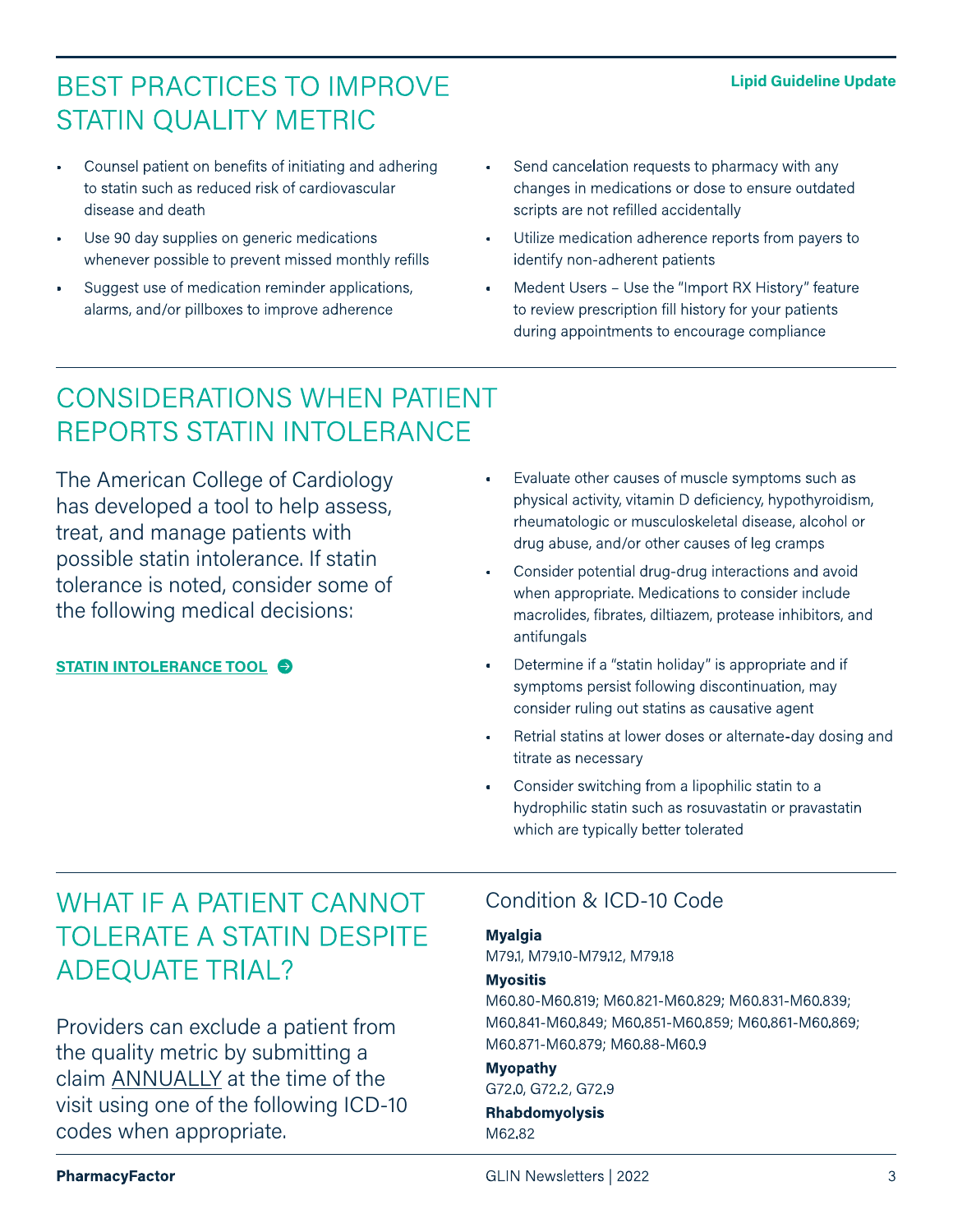## BEST PRACTICES TO IMPROVE STATIN QUALITY METRIC

- Counsel patient on benefits of initiating and adhering to statin such as reduced risk of cardiovascular disease and death
- Use 90 day supplies on generic medications whenever possible to prevent missed monthly refills
- Suggest use of medication reminder applications, alarms, and/or pillboxes to improve adherence
- Send cancelation requests to pharmacy with any changes in medications or dose to ensure outdated scripts are not refilled accidentally
- Utilize medication adherence reports from payers to identify non-adherent patients
- Medent Users – Use the "Import RX History" feature to review prescription fill history for your patients during appointments to encourage compliance

## CONSIDERATIONS WHEN PATIENT REPORTS STATIN INTOLERANCE

The American College of Cardiology has developed a tool to help assess, treat, and manage patients with possible statin intolerance. If statin tolerance is noted, consider some of the following medical decisions:

**STATIN INTOLERANCE TOOL**

- Evaluate other causes of muscle symptoms such as physical activity, vitamin D deficiency, hypothyroidism, rheumatologic or musculoskeletal disease, alcohol or drug abuse, and/or other causes of leg cramps
- Consider potential drug-drug interactions and avoid when appropriate. Medications to consider include macrolides, fibrates, diltiazem, protease inhibitors, and antifungals
- Determine if a "statin holiday" is appropriate and if symptoms persist following discontinuation, may consider ruling out statins as causative agent
- Retrial statins at lower doses or alternate-day dosing and titrate as necessary
- Consider switching from a lipophilic statin to a hydrophilic statin such as rosuvastatin or pravastatin which are typically better tolerated

## WHAT IF A PATIENT CANNOT TOLERATE A STATIN DESPITE ADEQUATE TRIAL?

Providers can exclude a patient from the quality metric by submitting a claim ANNUALLY at the time of the visit using one of the following ICD-10 codes when appropriate.

### Condition & ICD-10 Code

**Myalgia**
M79.1, M79.10-M79.12, M79.18

**Myositis**
M60.80-M60.819; M60.821-M60.829; M60.831-M60.839; M60.841-M60.849; M60.851-M60.859; M60.861-M60.869; M60.871-M60.879; M60.88-M60.9

**Myopathy**
G72.0, G72.2, G72.9

**Rhabdomyolysis**
M62.82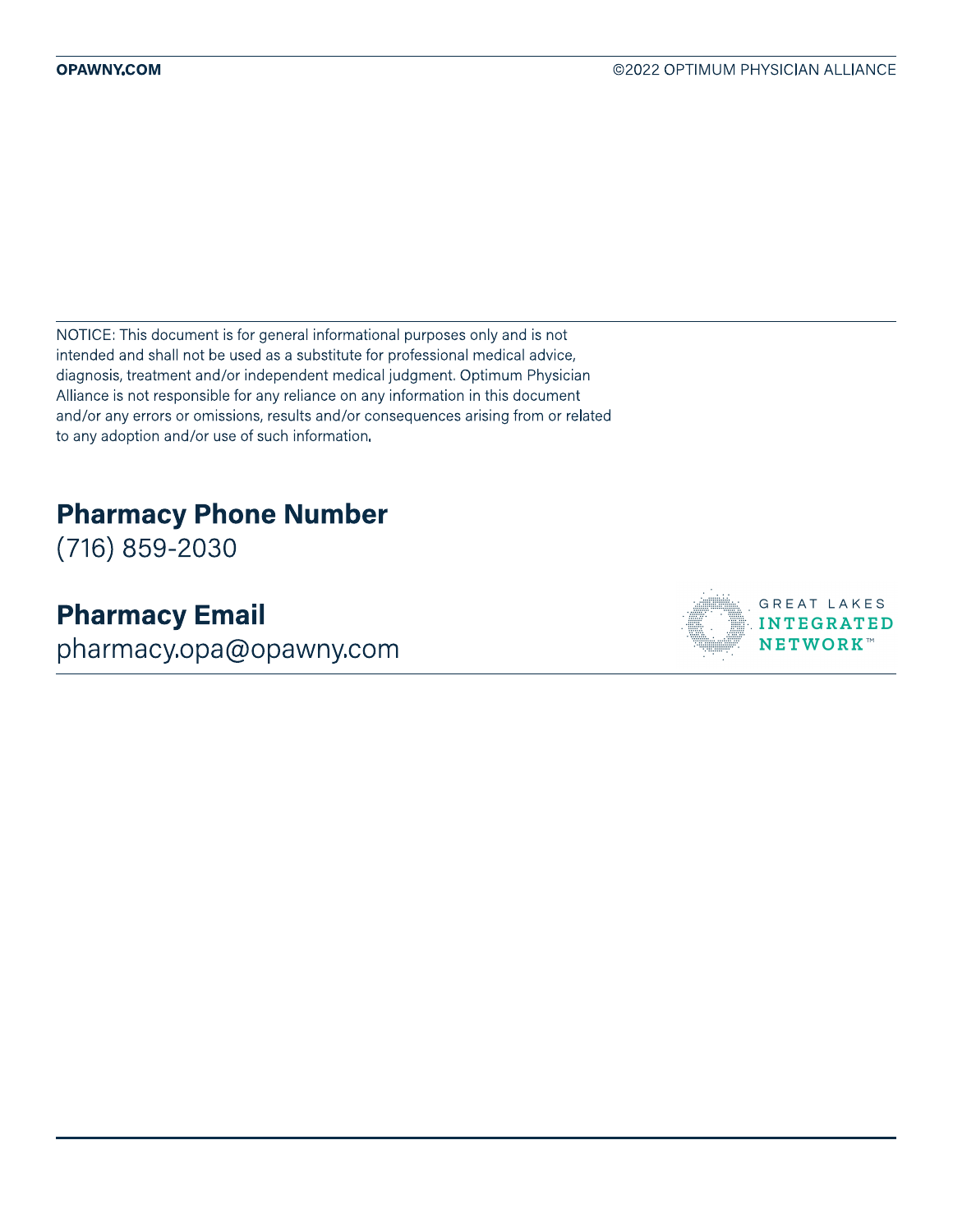NOTICE: This document is for general informational purposes only and is not intended and shall not be used as a substitute for professional medical advice, diagnosis, treatment and/or independent medical judgment. Optimum Physician Alliance is not responsible for any reliance on any information in this document and/or any errors or omissions, results and/or consequences arising from or related to any adoption and/or use of such information.

## Pharmacy Phone Number

(716) 859-2030

## Pharmacy Email

pharmacy.opa@opawny.com

GREAT LAKES INTEGRATED NETWORK™